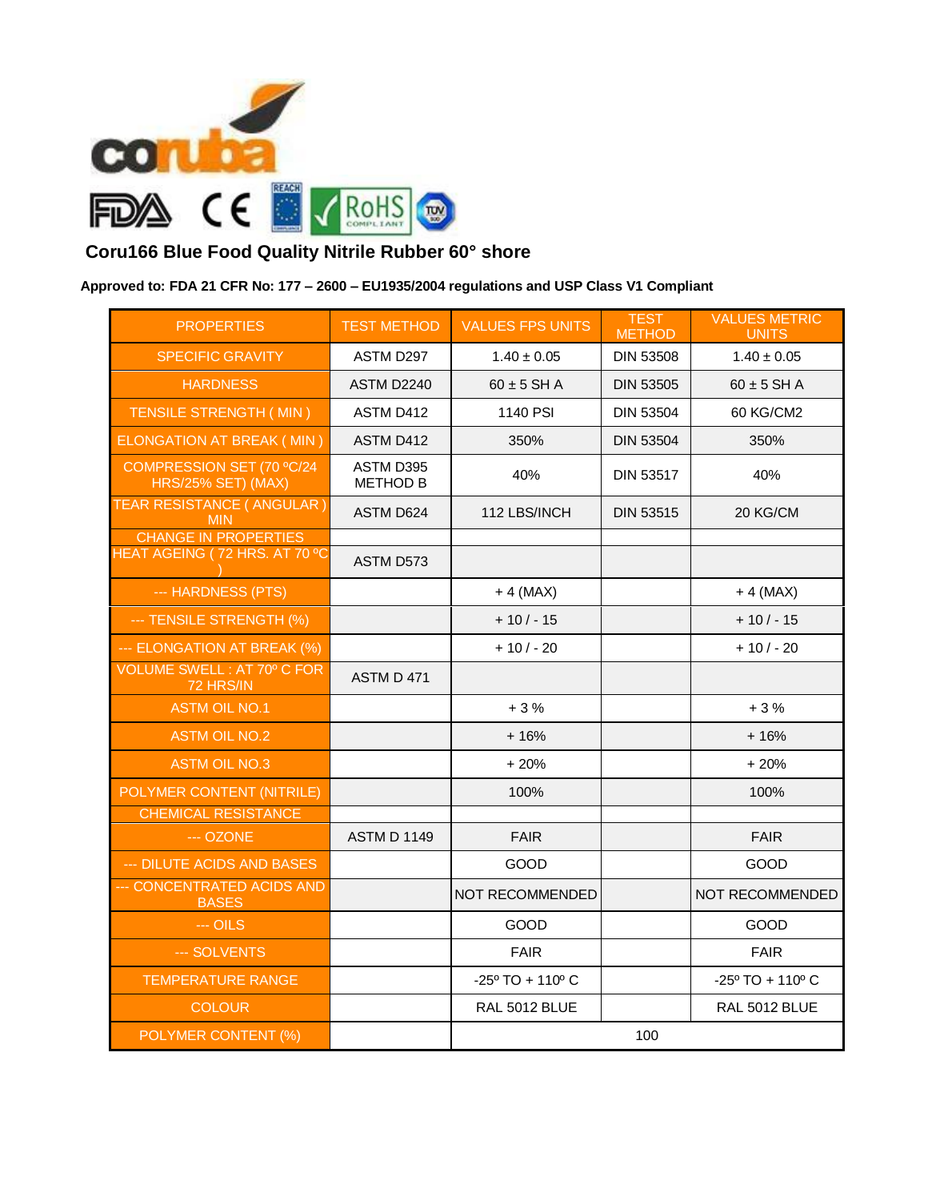## Coru166 Blue Food Quality Nitrile Rubber 60° shore

**Approved to: FDA 21 CFR No: 177 – 2600 – EU1935/2004 regulations and USP Class V1 Compliant**

| PROPERTIES | TEST METHOD | VALUES FPS UNITS | TEST METHOD | VALUES METRIC UNITS |
|---|---|---|---|---|
| SPECIFIC GRAVITY | ASTM D297 | 1.40 ± 0.05 | DIN 53508 | 1.40 ± 0.05 |
| HARDNESS | ASTM D2240 | 60 ± 5 SH A | DIN 53505 | 60 ± 5 SH A |
| TENSILE STRENGTH ( MIN ) | ASTM D412 | 1140 PSI | DIN 53504 | 60 KG/CM2 |
| ELONGATION AT BREAK ( MIN ) | ASTM D412 | 350% | DIN 53504 | 350% |
| COMPRESSION SET (70 ºC/24 HRS/25% SET) (MAX) | ASTM D395 METHOD B | 40% | DIN 53517 | 40% |
| TEAR RESISTANCE ( ANGULAR ) MIN | ASTM D624 | 112 LBS/INCH | DIN 53515 | 20 KG/CM |
| CHANGE IN PROPERTIES | | | | |
| HEAT AGEING ( 72 HRS. AT 70 ºC ) | ASTM D573 | | | |
| --- HARDNESS (PTS) | | + 4 (MAX) | | + 4 (MAX) |
| --- TENSILE STRENGTH (%) | | + 10 / - 15 | | + 10 / - 15 |
| --- ELONGATION AT BREAK (%) | | + 10 / - 20 | | + 10 / - 20 |
| VOLUME SWELL : AT 70º C FOR 72 HRS/IN | ASTM D 471 | | | |
| ASTM OIL NO.1 | | + 3 % | | + 3 % |
| ASTM OIL NO.2 | | + 16% | | + 16% |
| ASTM OIL NO.3 | | + 20% | | + 20% |
| POLYMER CONTENT (NITRILE) | | 100% | | 100% |
| CHEMICAL RESISTANCE | | | | |
| --- OZONE | ASTM D 1149 | FAIR | | FAIR |
| --- DILUTE ACIDS AND BASES | | GOOD | | GOOD |
| --- CONCENTRATED ACIDS AND BASES | | NOT RECOMMENDED | | NOT RECOMMENDED |
| --- OILS | | GOOD | | GOOD |
| --- SOLVENTS | | FAIR | | FAIR |
| TEMPERATURE RANGE | | -25º TO + 110º C | | -25º TO + 110º C |
| COLOUR | | RAL 5012 BLUE | | RAL 5012 BLUE |
| POLYMER CONTENT (%) | | 100 | | |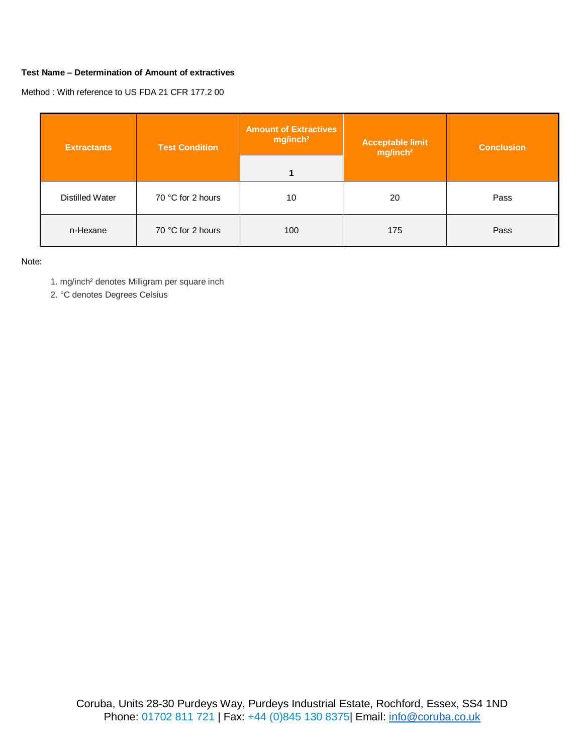**Test Name – Determination of Amount of extractives**

Method : With reference to US FDA 21 CFR 177.2 00

| Extractants | Test Condition | Amount of Extractives mg/inch² | Acceptable limit mg/inch² | Conclusion |
|---|---|---|---|---|
| | | 1 | | |
| Distilled Water | 70 °C for 2 hours | 10 | 20 | Pass |
| n-Hexane | 70 °C for 2 hours | 100 | 175 | Pass |

Note:

1. mg/inch² denotes Milligram per square inch
2. °C denotes Degrees Celsius

Coruba, Units 28-30 Purdeys Way, Purdeys Industrial Estate, Rochford, Essex, SS4 1ND
Phone: 01702 811 721 | Fax: +44 (0)845 130 8375| Email: info@coruba.co.uk